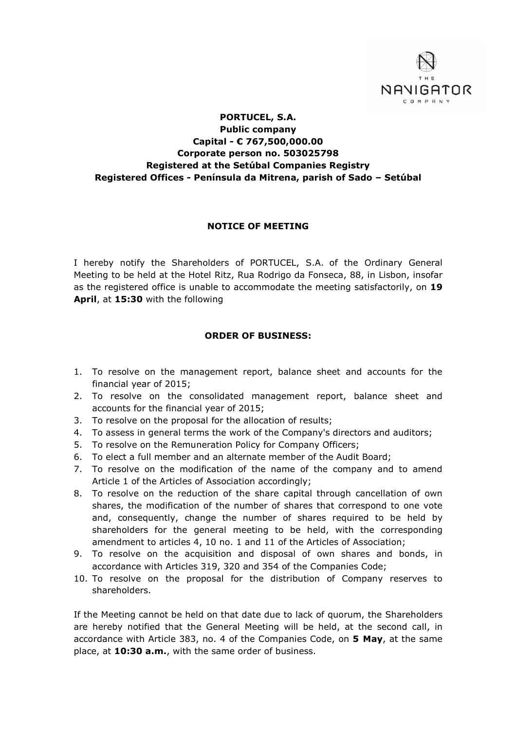**PORTUCEL, S.A.**
**Public company**
**Capital - € 767,500,000.00**
**Corporate person no. 503025798**
**Registered at the Setúbal Companies Registry**
**Registered Offices - Península da Mitrena, parish of Sado – Setúbal**

## NOTICE OF MEETING

I hereby notify the Shareholders of PORTUCEL, S.A. of the Ordinary General Meeting to be held at the Hotel Ritz, Rua Rodrigo da Fonseca, 88, in Lisbon, insofar as the registered office is unable to accommodate the meeting satisfactorily, on **19 April**, at **15:30** with the following

## ORDER OF BUSINESS:

1. To resolve on the management report, balance sheet and accounts for the financial year of 2015;
2. To resolve on the consolidated management report, balance sheet and accounts for the financial year of 2015;
3. To resolve on the proposal for the allocation of results;
4. To assess in general terms the work of the Company's directors and auditors;
5. To resolve on the Remuneration Policy for Company Officers;
6. To elect a full member and an alternate member of the Audit Board;
7. To resolve on the modification of the name of the company and to amend Article 1 of the Articles of Association accordingly;
8. To resolve on the reduction of the share capital through cancellation of own shares, the modification of the number of shares that correspond to one vote and, consequently, change the number of shares required to be held by shareholders for the general meeting to be held, with the corresponding amendment to articles 4, 10 no. 1 and 11 of the Articles of Association;
9. To resolve on the acquisition and disposal of own shares and bonds, in accordance with Articles 319, 320 and 354 of the Companies Code;
10. To resolve on the proposal for the distribution of Company reserves to shareholders.

If the Meeting cannot be held on that date due to lack of quorum, the Shareholders are hereby notified that the General Meeting will be held, at the second call, in accordance with Article 383, no. 4 of the Companies Code, on **5 May**, at the same place, at **10:30 a.m.**, with the same order of business.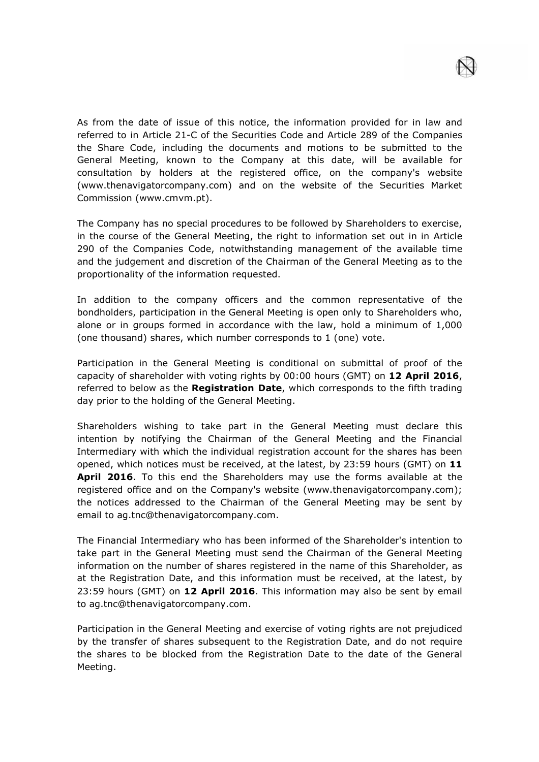As from the date of issue of this notice, the information provided for in law and referred to in Article 21-C of the Securities Code and Article 289 of the Companies the Share Code, including the documents and motions to be submitted to the General Meeting, known to the Company at this date, will be available for consultation by holders at the registered office, on the company's website (www.thenavigatorcompany.com) and on the website of the Securities Market Commission (www.cmvm.pt).

The Company has no special procedures to be followed by Shareholders to exercise, in the course of the General Meeting, the right to information set out in in Article 290 of the Companies Code, notwithstanding management of the available time and the judgement and discretion of the Chairman of the General Meeting as to the proportionality of the information requested.

In addition to the company officers and the common representative of the bondholders, participation in the General Meeting is open only to Shareholders who, alone or in groups formed in accordance with the law, hold a minimum of 1,000 (one thousand) shares, which number corresponds to 1 (one) vote.

Participation in the General Meeting is conditional on submittal of proof of the capacity of shareholder with voting rights by 00:00 hours (GMT) on **12 April 2016**, referred to below as the **Registration Date**, which corresponds to the fifth trading day prior to the holding of the General Meeting.

Shareholders wishing to take part in the General Meeting must declare this intention by notifying the Chairman of the General Meeting and the Financial Intermediary with which the individual registration account for the shares has been opened, which notices must be received, at the latest, by 23:59 hours (GMT) on **11 April 2016**. To this end the Shareholders may use the forms available at the registered office and on the Company's website (www.thenavigatorcompany.com); the notices addressed to the Chairman of the General Meeting may be sent by email to ag.tnc@thenavigatorcompany.com.

The Financial Intermediary who has been informed of the Shareholder's intention to take part in the General Meeting must send the Chairman of the General Meeting information on the number of shares registered in the name of this Shareholder, as at the Registration Date, and this information must be received, at the latest, by 23:59 hours (GMT) on **12 April 2016**. This information may also be sent by email to ag.tnc@thenavigatorcompany.com.

Participation in the General Meeting and exercise of voting rights are not prejudiced by the transfer of shares subsequent to the Registration Date, and do not require the shares to be blocked from the Registration Date to the date of the General Meeting.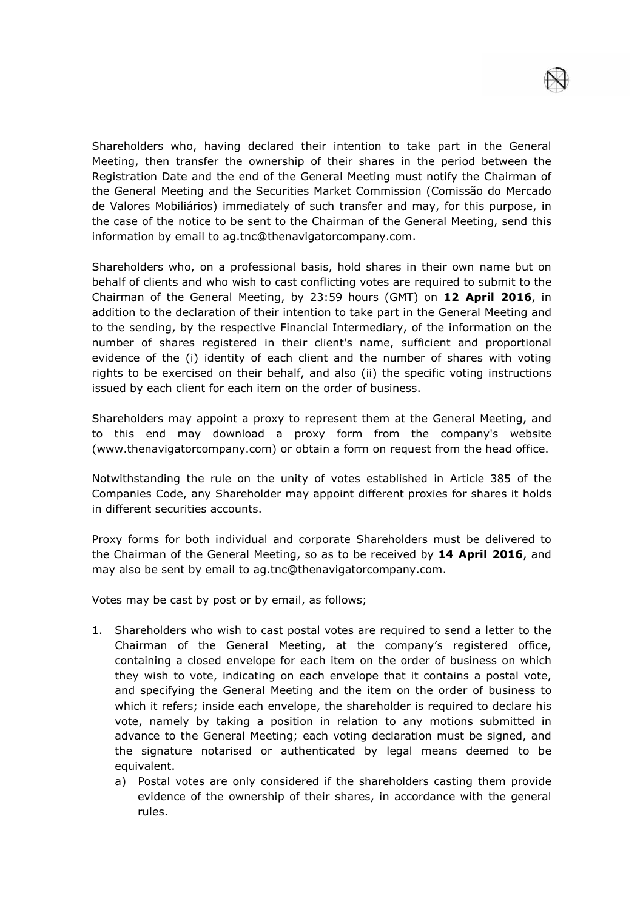Shareholders who, having declared their intention to take part in the General Meeting, then transfer the ownership of their shares in the period between the Registration Date and the end of the General Meeting must notify the Chairman of the General Meeting and the Securities Market Commission (Comissão do Mercado de Valores Mobiliários) immediately of such transfer and may, for this purpose, in the case of the notice to be sent to the Chairman of the General Meeting, send this information by email to ag.tnc@thenavigatorcompany.com.

Shareholders who, on a professional basis, hold shares in their own name but on behalf of clients and who wish to cast conflicting votes are required to submit to the Chairman of the General Meeting, by 23:59 hours (GMT) on **12 April 2016**, in addition to the declaration of their intention to take part in the General Meeting and to the sending, by the respective Financial Intermediary, of the information on the number of shares registered in their client's name, sufficient and proportional evidence of the (i) identity of each client and the number of shares with voting rights to be exercised on their behalf, and also (ii) the specific voting instructions issued by each client for each item on the order of business.

Shareholders may appoint a proxy to represent them at the General Meeting, and to this end may download a proxy form from the company's website (www.thenavigatorcompany.com) or obtain a form on request from the head office.

Notwithstanding the rule on the unity of votes established in Article 385 of the Companies Code, any Shareholder may appoint different proxies for shares it holds in different securities accounts.

Proxy forms for both individual and corporate Shareholders must be delivered to the Chairman of the General Meeting, so as to be received by **14 April 2016**, and may also be sent by email to ag.tnc@thenavigatorcompany.com.

Votes may be cast by post or by email, as follows;

1. Shareholders who wish to cast postal votes are required to send a letter to the Chairman of the General Meeting, at the company's registered office, containing a closed envelope for each item on the order of business on which they wish to vote, indicating on each envelope that it contains a postal vote, and specifying the General Meeting and the item on the order of business to which it refers; inside each envelope, the shareholder is required to declare his vote, namely by taking a position in relation to any motions submitted in advance to the General Meeting; each voting declaration must be signed, and the signature notarised or authenticated by legal means deemed to be equivalent.
   a) Postal votes are only considered if the shareholders casting them provide evidence of the ownership of their shares, in accordance with the general rules.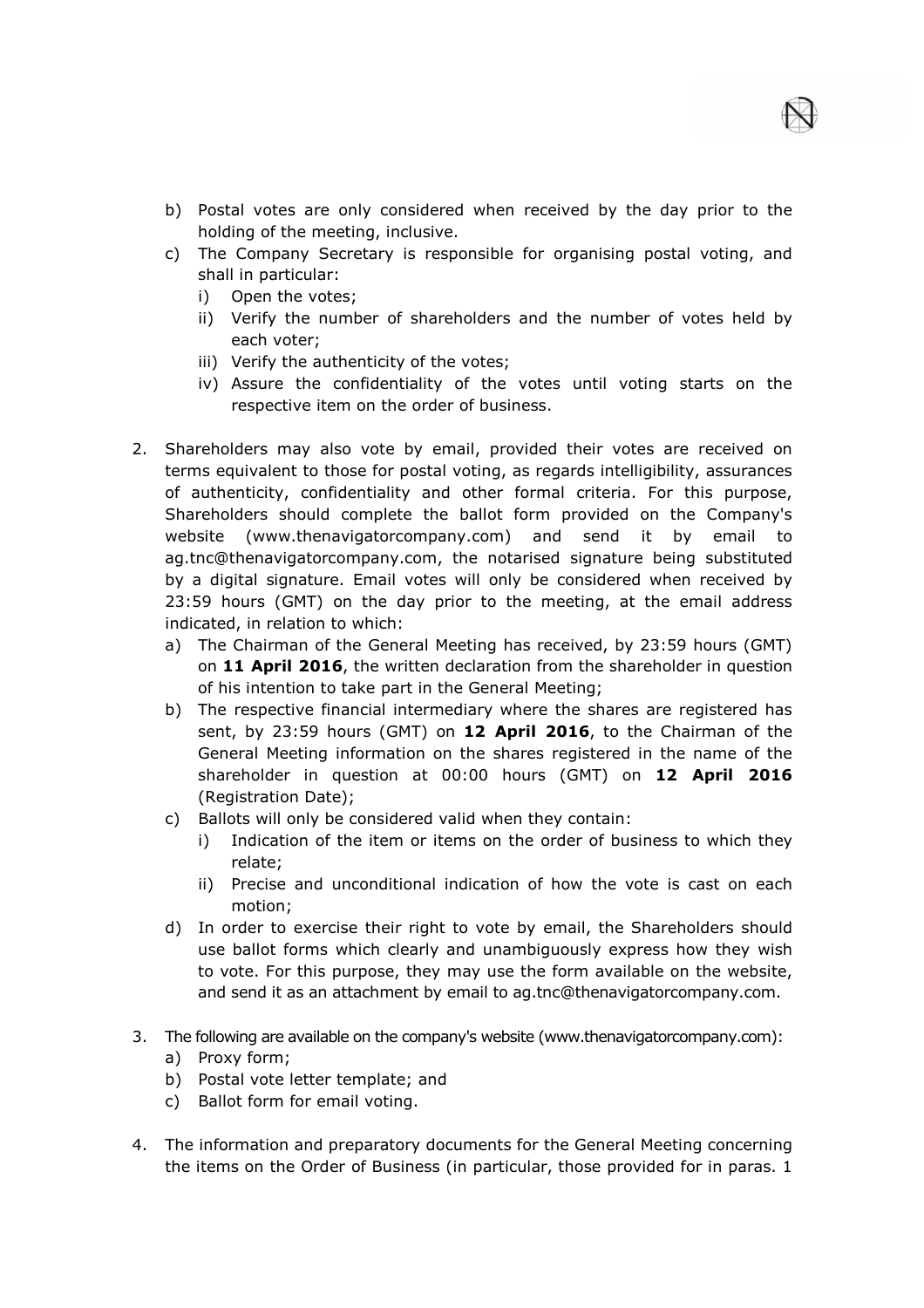b) Postal votes are only considered when received by the day prior to the holding of the meeting, inclusive.
c) The Company Secretary is responsible for organising postal voting, and shall in particular:
   i) Open the votes;
   ii) Verify the number of shareholders and the number of votes held by each voter;
   iii) Verify the authenticity of the votes;
   iv) Assure the confidentiality of the votes until voting starts on the respective item on the order of business.

2. Shareholders may also vote by email, provided their votes are received on terms equivalent to those for postal voting, as regards intelligibility, assurances of authenticity, confidentiality and other formal criteria. For this purpose, Shareholders should complete the ballot form provided on the Company's website (www.thenavigatorcompany.com) and send it by email to ag.tnc@thenavigatorcompany.com, the notarised signature being substituted by a digital signature. Email votes will only be considered when received by 23:59 hours (GMT) on the day prior to the meeting, at the email address indicated, in relation to which:
   a) The Chairman of the General Meeting has received, by 23:59 hours (GMT) on **11 April 2016**, the written declaration from the shareholder in question of his intention to take part in the General Meeting;
   b) The respective financial intermediary where the shares are registered has sent, by 23:59 hours (GMT) on **12 April 2016**, to the Chairman of the General Meeting information on the shares registered in the name of the shareholder in question at 00:00 hours (GMT) on **12 April 2016** (Registration Date);
   c) Ballots will only be considered valid when they contain:
      i) Indication of the item or items on the order of business to which they relate;
      ii) Precise and unconditional indication of how the vote is cast on each motion;
   d) In order to exercise their right to vote by email, the Shareholders should use ballot forms which clearly and unambiguously express how they wish to vote. For this purpose, they may use the form available on the website, and send it as an attachment by email to ag.tnc@thenavigatorcompany.com.

3. The following are available on the company's website (www.thenavigatorcompany.com):
   a) Proxy form;
   b) Postal vote letter template; and
   c) Ballot form for email voting.

4. The information and preparatory documents for the General Meeting concerning the items on the Order of Business (in particular, those provided for in paras. 1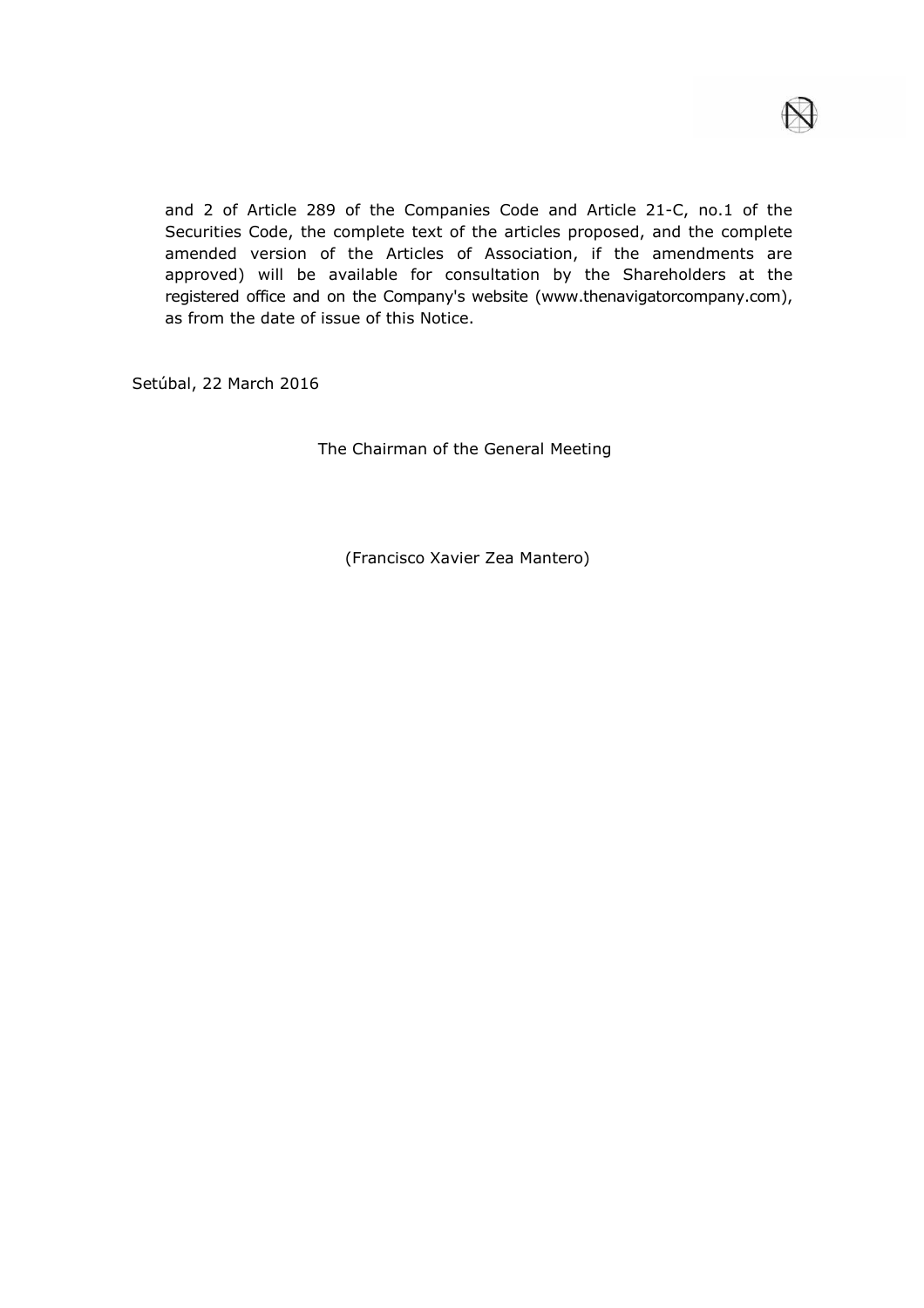and 2 of Article 289 of the Companies Code and Article 21-C, no.1 of the Securities Code, the complete text of the articles proposed, and the complete amended version of the Articles of Association, if the amendments are approved) will be available for consultation by the Shareholders at the registered office and on the Company's website (www.thenavigatorcompany.com), as from the date of issue of this Notice.

Setúbal, 22 March 2016

The Chairman of the General Meeting

(Francisco Xavier Zea Mantero)